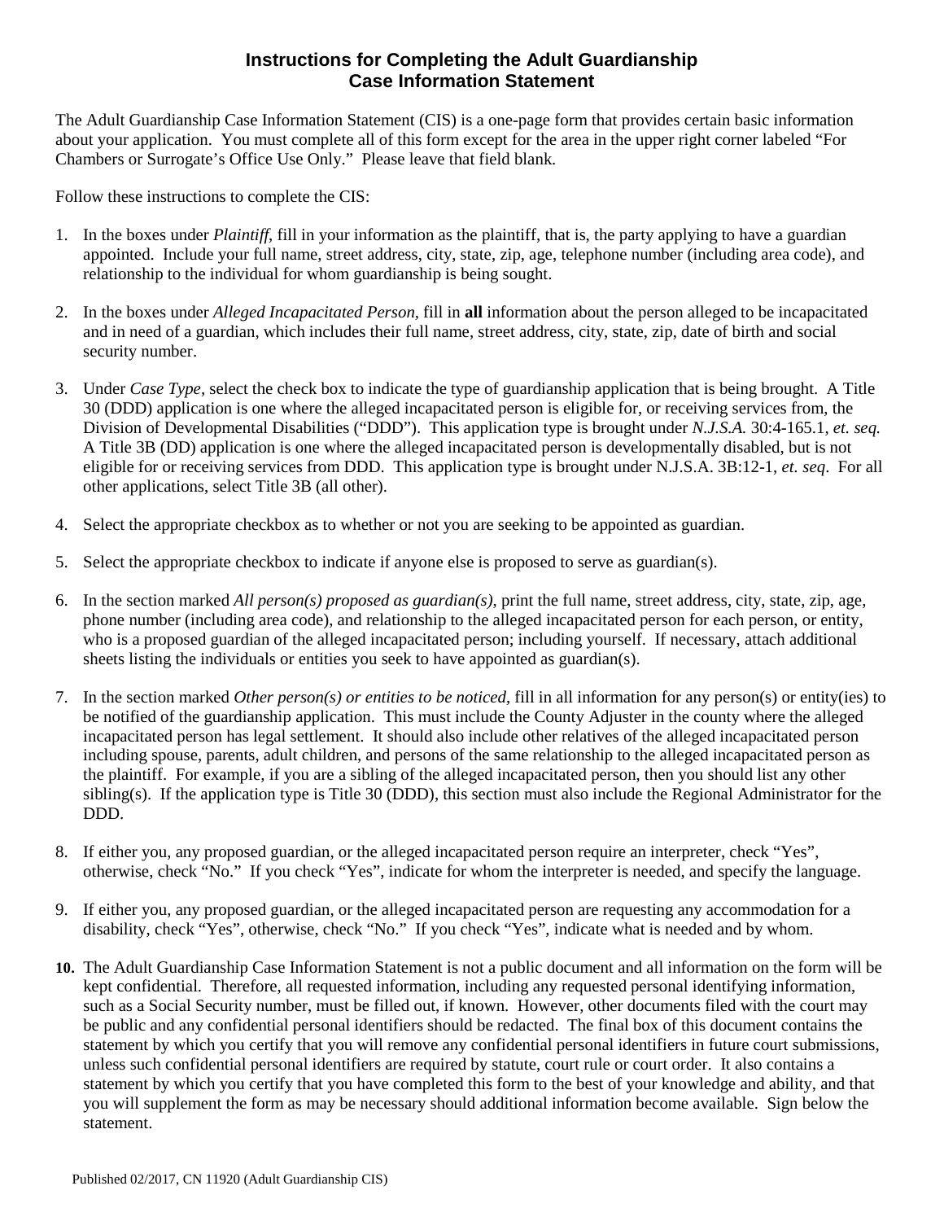# Instructions for Completing the Adult Guardianship Case Information Statement

The Adult Guardianship Case Information Statement (CIS) is a one-page form that provides certain basic information about your application. You must complete all of this form except for the area in the upper right corner labeled "For Chambers or Surrogate's Office Use Only." Please leave that field blank.

Follow these instructions to complete the CIS:

1. In the boxes under *Plaintiff*, fill in your information as the plaintiff, that is, the party applying to have a guardian appointed. Include your full name, street address, city, state, zip, age, telephone number (including area code), and relationship to the individual for whom guardianship is being sought.

2. In the boxes under *Alleged Incapacitated Person,* fill in **all** information about the person alleged to be incapacitated and in need of a guardian, which includes their full name, street address, city, state, zip, date of birth and social security number.

3. Under *Case Type*, select the check box to indicate the type of guardianship application that is being brought. A Title 30 (DDD) application is one where the alleged incapacitated person is eligible for, or receiving services from, the Division of Developmental Disabilities ("DDD"). This application type is brought under *N.J.S.A.* 30:4-165.1, *et. seq.* A Title 3B (DD) application is one where the alleged incapacitated person is developmentally disabled, but is not eligible for or receiving services from DDD. This application type is brought under N.J.S.A. 3B:12-1, *et. seq*. For all other applications, select Title 3B (all other).

4. Select the appropriate checkbox as to whether or not you are seeking to be appointed as guardian.

5. Select the appropriate checkbox to indicate if anyone else is proposed to serve as guardian(s).

6. In the section marked *All person(s) proposed as guardian(s)*, print the full name, street address, city, state, zip, age, phone number (including area code), and relationship to the alleged incapacitated person for each person, or entity, who is a proposed guardian of the alleged incapacitated person; including yourself. If necessary, attach additional sheets listing the individuals or entities you seek to have appointed as guardian(s).

7. In the section marked *Other person(s) or entities to be noticed*, fill in all information for any person(s) or entity(ies) to be notified of the guardianship application. This must include the County Adjuster in the county where the alleged incapacitated person has legal settlement. It should also include other relatives of the alleged incapacitated person including spouse, parents, adult children, and persons of the same relationship to the alleged incapacitated person as the plaintiff. For example, if you are a sibling of the alleged incapacitated person, then you should list any other sibling(s). If the application type is Title 30 (DDD), this section must also include the Regional Administrator for the DDD.

8. If either you, any proposed guardian, or the alleged incapacitated person require an interpreter, check "Yes", otherwise, check "No." If you check "Yes", indicate for whom the interpreter is needed, and specify the language.

9. If either you, any proposed guardian, or the alleged incapacitated person are requesting any accommodation for a disability, check "Yes", otherwise, check "No." If you check "Yes", indicate what is needed and by whom.

10. The Adult Guardianship Case Information Statement is not a public document and all information on the form will be kept confidential. Therefore, all requested information, including any requested personal identifying information, such as a Social Security number, must be filled out, if known. However, other documents filed with the court may be public and any confidential personal identifiers should be redacted. The final box of this document contains the statement by which you certify that you will remove any confidential personal identifiers in future court submissions, unless such confidential personal identifiers are required by statute, court rule or court order. It also contains a statement by which you certify that you have completed this form to the best of your knowledge and ability, and that you will supplement the form as may be necessary should additional information become available. Sign below the statement.

Published 02/2017, CN 11920 (Adult Guardianship CIS)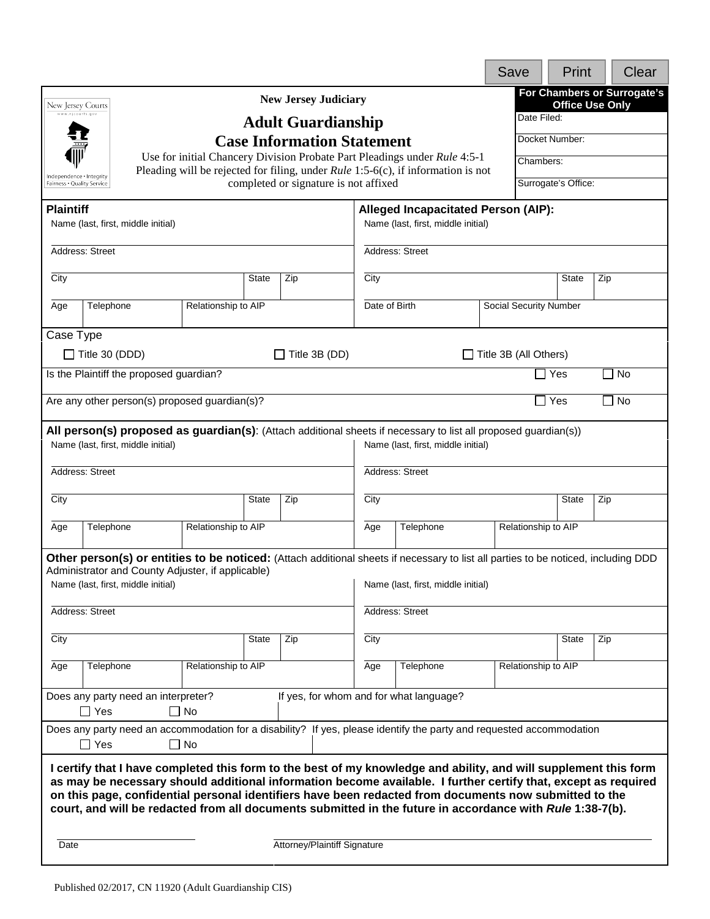Save | Print | Clear

New Jersey Courts
Independence • Integrity
Fairness • Quality Service

**New Jersey Judiciary**

# Adult Guardianship Case Information Statement

Use for initial Chancery Division Probate Part Pleadings under *Rule* 4:5-1
Pleading will be rejected for filing, under *Rule* 1:5-6(c), if information is not completed or signature is not affixed

| **For Chambers or Surrogate's Office Use Only** |
|---|
| Date Filed: |
| Docket Number: |
| Chambers: |
| Surrogate's Office: |

| **Plaintiff** | | | | **Alleged Incapacitated Person (AIP):** | | | |
|---|---|---|---|---|---|---|---|
| Name (last, first, middle initial) | | | | Name (last, first, middle initial) | | | |
| Address: Street | | | | Address: Street | | | |
| City | | State | Zip | City | | State | Zip |
| Age | Telephone | Relationship to AIP | | Date of Birth | Social Security Number | | |

**Case Type**

☐ Title 30 (DDD) ☐ Title 3B (DD) ☐ Title 3B (All Others)

Is the Plaintiff the proposed guardian? ☐ Yes ☐ No

Are any other person(s) proposed guardian(s)? ☐ Yes ☐ No

**All person(s) proposed as guardian(s)**: (Attach additional sheets if necessary to list all proposed guardian(s))

| | | | | | | | |
|---|---|---|---|---|---|---|---|
| Name (last, first, middle initial) | | | | Name (last, first, middle initial) | | | |
| Address: Street | | | | Address: Street | | | |
| City | | State | Zip | City | | State | Zip |
| Age | Telephone | Relationship to AIP | | Age | Telephone | Relationship to AIP | |

**Other person(s) or entities to be noticed:** (Attach additional sheets if necessary to list all parties to be noticed, including DDD Administrator and County Adjuster, if applicable)

| | | | | | | | |
|---|---|---|---|---|---|---|---|
| Name (last, first, middle initial) | | | | Name (last, first, middle initial) | | | |
| Address: Street | | | | Address: Street | | | |
| City | | State | Zip | City | | State | Zip |
| Age | Telephone | Relationship to AIP | | Age | Telephone | Relationship to AIP | |

Does any party need an interpreter? ☐ Yes ☐ No
If yes, for whom and for what language?

Does any party need an accommodation for a disability? If yes, please identify the party and requested accommodation
☐ Yes ☐ No

**I certify that I have completed this form to the best of my knowledge and ability, and will supplement this form as may be necessary should additional information become available. I further certify that, except as required on this page, confidential personal identifiers have been redacted from documents now submitted to the court, and will be redacted from all documents submitted in the future in accordance with *Rule* 1:38-7(b).**

Date ____________________ Attorney/Plaintiff Signature ____________________

Published 02/2017, CN 11920 (Adult Guardianship CIS)